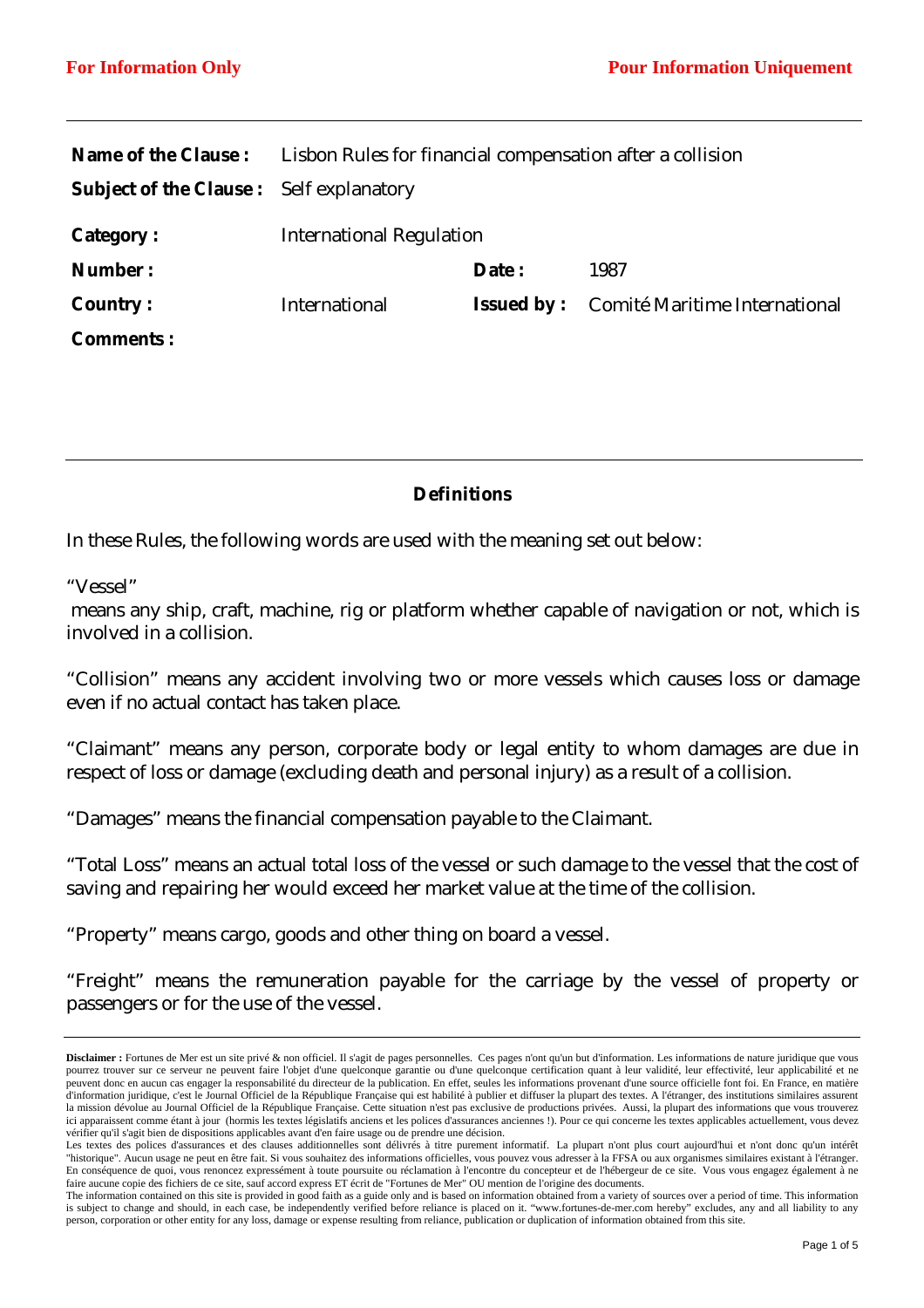**For Information Only** **Pour Information Uniquement**

| | | | |
|---|---|---|---|
| **Name of the Clause :** | Lisbon Rules for financial compensation after a collision | | |
| **Subject of the Clause :** | Self explanatory | | |
| **Category :** | International Regulation | | |
| **Number :** | | **Date :** | 1987 |
| **Country :** | International | **Issued by :** | Comité Maritime International |
| **Comments :** | | | |

## Definitions

In these Rules, the following words are used with the meaning set out below:

"Vessel"
means any ship, craft, machine, rig or platform whether capable of navigation or not, which is involved in a collision.

"Collision" means any accident involving two or more vessels which causes loss or damage even if no actual contact has taken place.

"Claimant" means any person, corporate body or legal entity to whom damages are due in respect of loss or damage (excluding death and personal injury) as a result of a collision.

"Damages" means the financial compensation payable to the Claimant.

"Total Loss" means an actual total loss of the vessel or such damage to the vessel that the cost of saving and repairing her would exceed her market value at the time of the collision.

"Property" means cargo, goods and other thing on board a vessel.

"Freight" means the remuneration payable for the carriage by the vessel of property or passengers or for the use of the vessel.

**Disclaimer :** Fortunes de Mer est un site privé & non officiel. Il s'agit de pages personnelles. Ces pages n'ont qu'un but d'information. Les informations de nature juridique que vous pourrez trouver sur ce serveur ne peuvent faire l'objet d'une quelconque garantie ou d'une quelconque certification quant à leur validité, leur effectivité, leur applicabilité et ne peuvent donc en aucun cas engager la responsabilité du directeur de la publication. En effet, seules les informations provenant d'une source officielle font foi. En France, en matière d'information juridique, c'est le Journal Officiel de la République Française qui est habilité à publier et diffuser la plupart des textes. A l'étranger, des institutions similaires assurent la mission dévolue au Journal Officiel de la République Française. Cette situation n'est pas exclusive de productions privées. Aussi, la plupart des informations que vous trouverez ici apparaissent comme étant à jour (hormis les textes législatifs anciens et les polices d'assurances anciennes !). Pour ce qui concerne les textes applicables actuellement, vous devez vérifier qu'il s'agit bien de dispositions applicables avant d'en faire usage ou de prendre une décision.
Les textes des polices d'assurances et des clauses additionnelles sont délivrés à titre purement informatif. La plupart n'ont plus court aujourd'hui et n'ont donc qu'un intérêt "historique". Aucun usage ne peut en être fait. Si vous souhaitez des informations officielles, vous pouvez vous adresser à la FFSA ou aux organismes similaires existant à l'étranger. En conséquence de quoi, vous renoncez expressément à toute poursuite ou réclamation à l'encontre du concepteur et de l'hébergeur de ce site. Vous vous engagez également à ne faire aucune copie des fichiers de ce site, sauf accord express ET écrit de "Fortunes de Mer" OU mention de l'origine des documents.
The information contained on this site is provided in good faith as a guide only and is based on information obtained from a variety of sources over a period of time. This information is subject to change and should, in each case, be independently verified before reliance is placed on it. "www.fortunes-de-mer.com hereby" excludes, any and all liability to any person, corporation or other entity for any loss, damage or expense resulting from reliance, publication or duplication of information obtained from this site.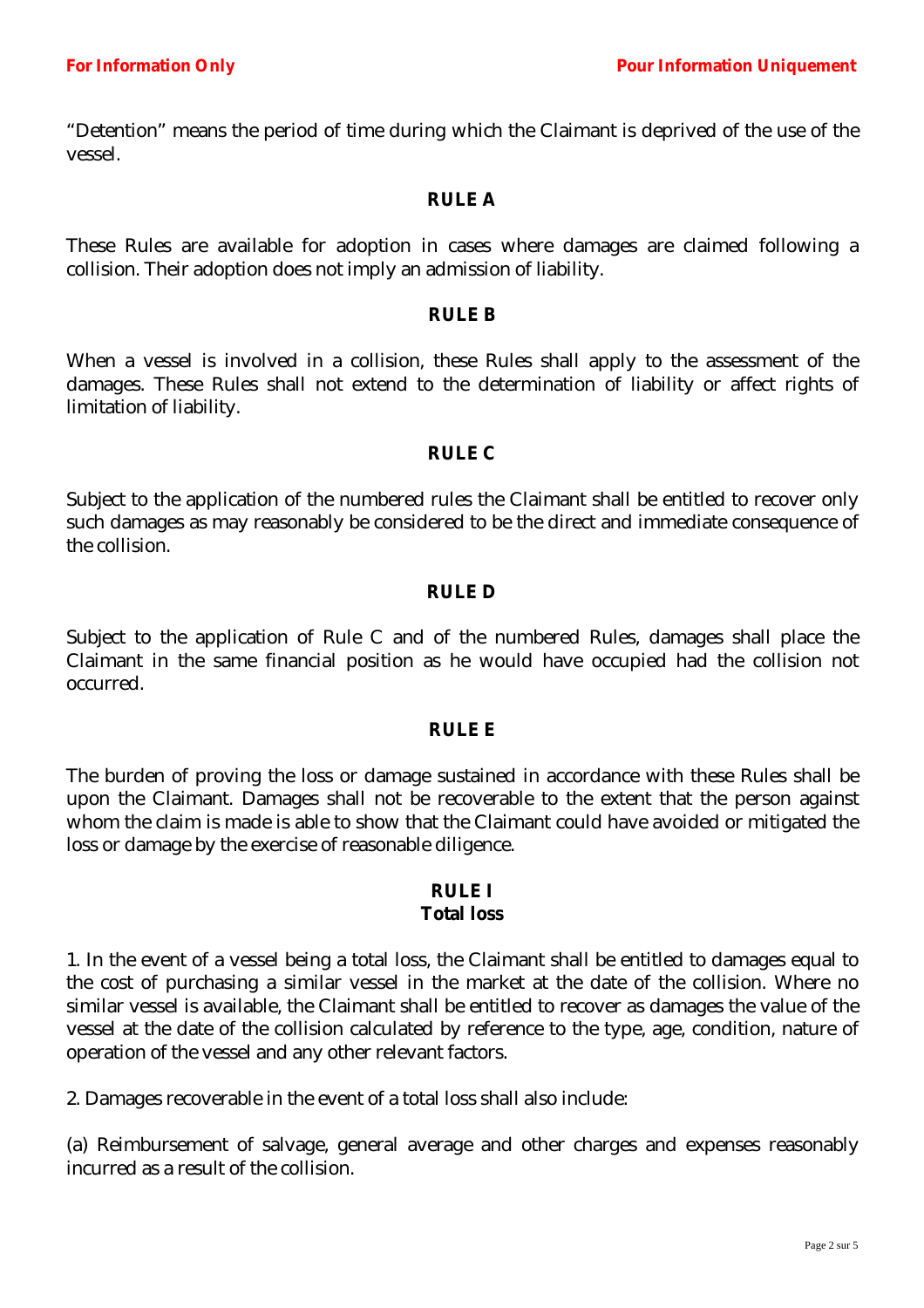"Detention" means the period of time during which the Claimant is deprived of the use of the vessel.

## RULE A

These Rules are available for adoption in cases where damages are claimed following a collision. Their adoption does not imply an admission of liability.

## RULE B

When a vessel is involved in a collision, these Rules shall apply to the assessment of the damages. These Rules shall not extend to the determination of liability or affect rights of limitation of liability.

## RULE C

Subject to the application of the numbered rules the Claimant shall be entitled to recover only such damages as may reasonably be considered to be the direct and immediate consequence of the collision.

## RULE D

Subject to the application of Rule C and of the numbered Rules, damages shall place the Claimant in the same financial position as he would have occupied had the collision not occurred.

## RULE E

The burden of proving the loss or damage sustained in accordance with these Rules shall be upon the Claimant. Damages shall not be recoverable to the extent that the person against whom the claim is made is able to show that the Claimant could have avoided or mitigated the loss or damage by the exercise of reasonable diligence.

## RULE I
### Total loss

1. In the event of a vessel being a total loss, the Claimant shall be entitled to damages equal to the cost of purchasing a similar vessel in the market at the date of the collision. Where no similar vessel is available, the Claimant shall be entitled to recover as damages the value of the vessel at the date of the collision calculated by reference to the type, age, condition, nature of operation of the vessel and any other relevant factors.

2. Damages recoverable in the event of a total loss shall also include:

(a) Reimbursement of salvage, general average and other charges and expenses reasonably incurred as a result of the collision.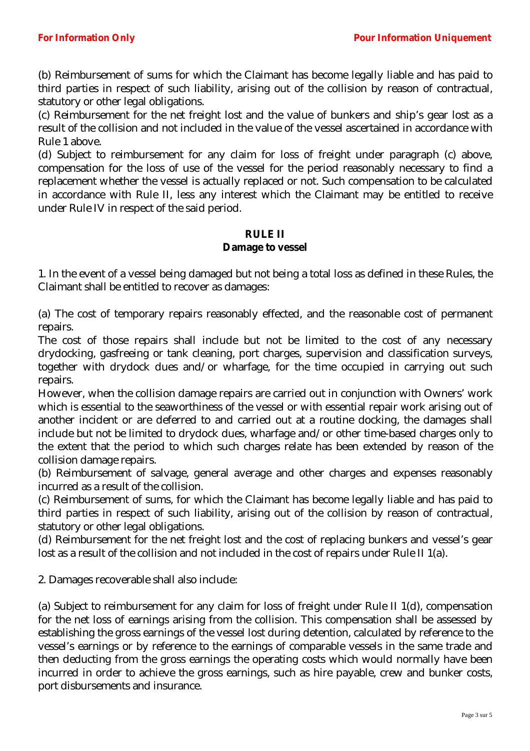(b) Reimbursement of sums for which the Claimant has become legally liable and has paid to third parties in respect of such liability, arising out of the collision by reason of contractual, statutory or other legal obligations.

(c) Reimbursement for the net freight lost and the value of bunkers and ship's gear lost as a result of the collision and not included in the value of the vessel ascertained in accordance with Rule 1 above.

(d) Subject to reimbursement for any claim for loss of freight under paragraph (c) above, compensation for the loss of use of the vessel for the period reasonably necessary to find a replacement whether the vessel is actually replaced or not. Such compensation to be calculated in accordance with Rule II, less any interest which the Claimant may be entitled to receive under Rule IV in respect of the said period.

## RULE II
## Damage to vessel

1. In the event of a vessel being damaged but not being a total loss as defined in these Rules, the Claimant shall be entitled to recover as damages:

(a) The cost of temporary repairs reasonably effected, and the reasonable cost of permanent repairs.

The cost of those repairs shall include but not be limited to the cost of any necessary drydocking, gasfreeing or tank cleaning, port charges, supervision and classification surveys, together with drydock dues and/or wharfage, for the time occupied in carrying out such repairs.

However, when the collision damage repairs are carried out in conjunction with Owners' work which is essential to the seaworthiness of the vessel or with essential repair work arising out of another incident or are deferred to and carried out at a routine docking, the damages shall include but not be limited to drydock dues, wharfage and/or other time-based charges only to the extent that the period to which such charges relate has been extended by reason of the collision damage repairs.

(b) Reimbursement of salvage, general average and other charges and expenses reasonably incurred as a result of the collision.

(c) Reimbursement of sums, for which the Claimant has become legally liable and has paid to third parties in respect of such liability, arising out of the collision by reason of contractual, statutory or other legal obligations.

(d) Reimbursement for the net freight lost and the cost of replacing bunkers and vessel's gear lost as a result of the collision and not included in the cost of repairs under Rule II 1(a).

2. Damages recoverable shall also include:

(a) Subject to reimbursement for any claim for loss of freight under Rule II 1(d), compensation for the net loss of earnings arising from the collision. This compensation shall be assessed by establishing the gross earnings of the vessel lost during detention, calculated by reference to the vessel's earnings or by reference to the earnings of comparable vessels in the same trade and then deducting from the gross earnings the operating costs which would normally have been incurred in order to achieve the gross earnings, such as hire payable, crew and bunker costs, port disbursements and insurance.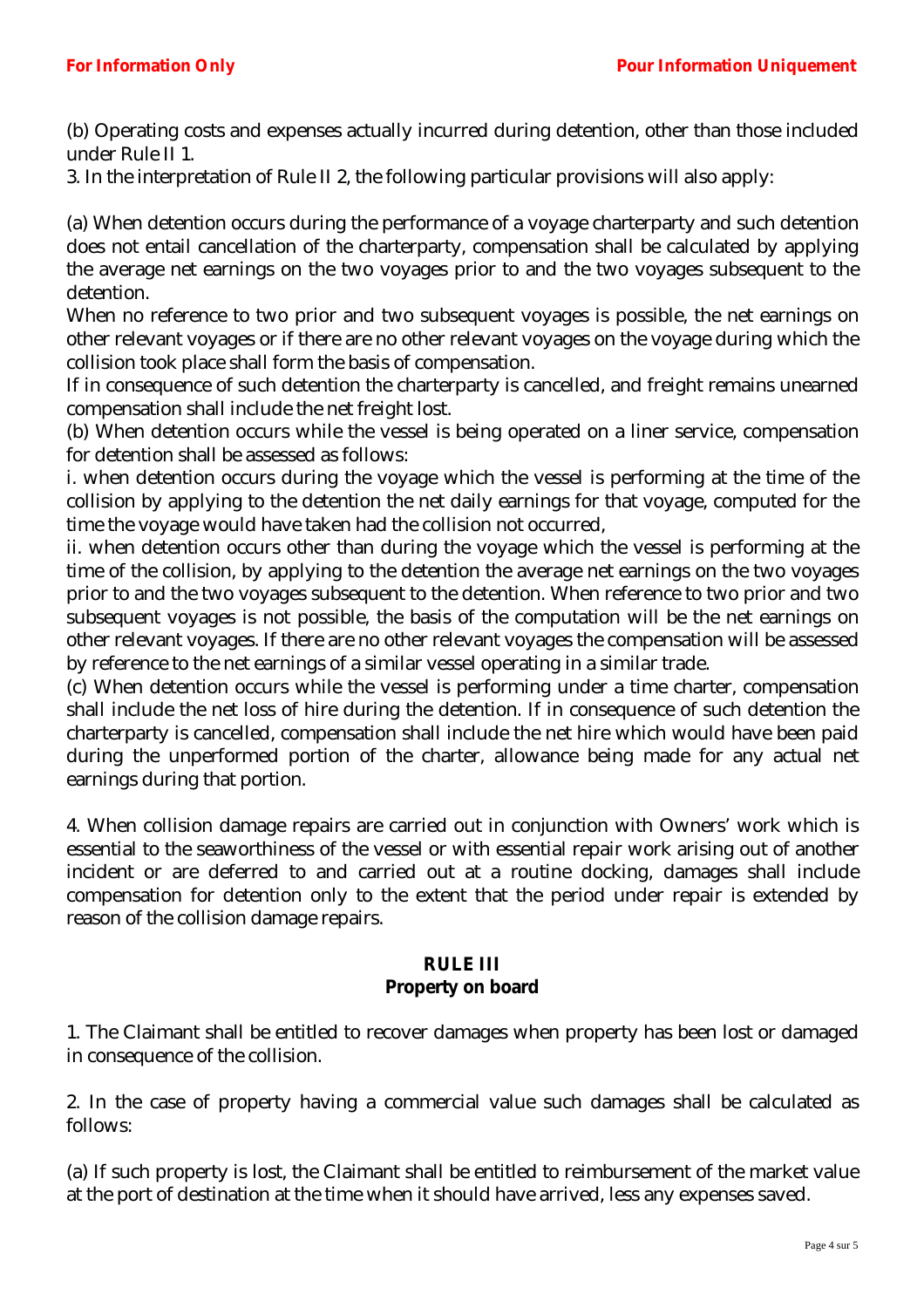(b) Operating costs and expenses actually incurred during detention, other than those included under Rule II 1.

3. In the interpretation of Rule II 2, the following particular provisions will also apply:

(a) When detention occurs during the performance of a voyage charterparty and such detention does not entail cancellation of the charterparty, compensation shall be calculated by applying the average net earnings on the two voyages prior to and the two voyages subsequent to the detention.
When no reference to two prior and two subsequent voyages is possible, the net earnings on other relevant voyages or if there are no other relevant voyages on the voyage during which the collision took place shall form the basis of compensation.
If in consequence of such detention the charterparty is cancelled, and freight remains unearned compensation shall include the net freight lost.

(b) When detention occurs while the vessel is being operated on a liner service, compensation for detention shall be assessed as follows:

i. when detention occurs during the voyage which the vessel is performing at the time of the collision by applying to the detention the net daily earnings for that voyage, computed for the time the voyage would have taken had the collision not occurred,

ii. when detention occurs other than during the voyage which the vessel is performing at the time of the collision, by applying to the detention the average net earnings on the two voyages prior to and the two voyages subsequent to the detention. When reference to two prior and two subsequent voyages is not possible, the basis of the computation will be the net earnings on other relevant voyages. If there are no other relevant voyages the compensation will be assessed by reference to the net earnings of a similar vessel operating in a similar trade.

(c) When detention occurs while the vessel is performing under a time charter, compensation shall include the net loss of hire during the detention. If in consequence of such detention the charterparty is cancelled, compensation shall include the net hire which would have been paid during the unperformed portion of the charter, allowance being made for any actual net earnings during that portion.

4. When collision damage repairs are carried out in conjunction with Owners' work which is essential to the seaworthiness of the vessel or with essential repair work arising out of another incident or are deferred to and carried out at a routine docking, damages shall include compensation for detention only to the extent that the period under repair is extended by reason of the collision damage repairs.

## RULE III
## Property on board

1. The Claimant shall be entitled to recover damages when property has been lost or damaged in consequence of the collision.

2. In the case of property having a commercial value such damages shall be calculated as follows:

(a) If such property is lost, the Claimant shall be entitled to reimbursement of the market value at the port of destination at the time when it should have arrived, less any expenses saved.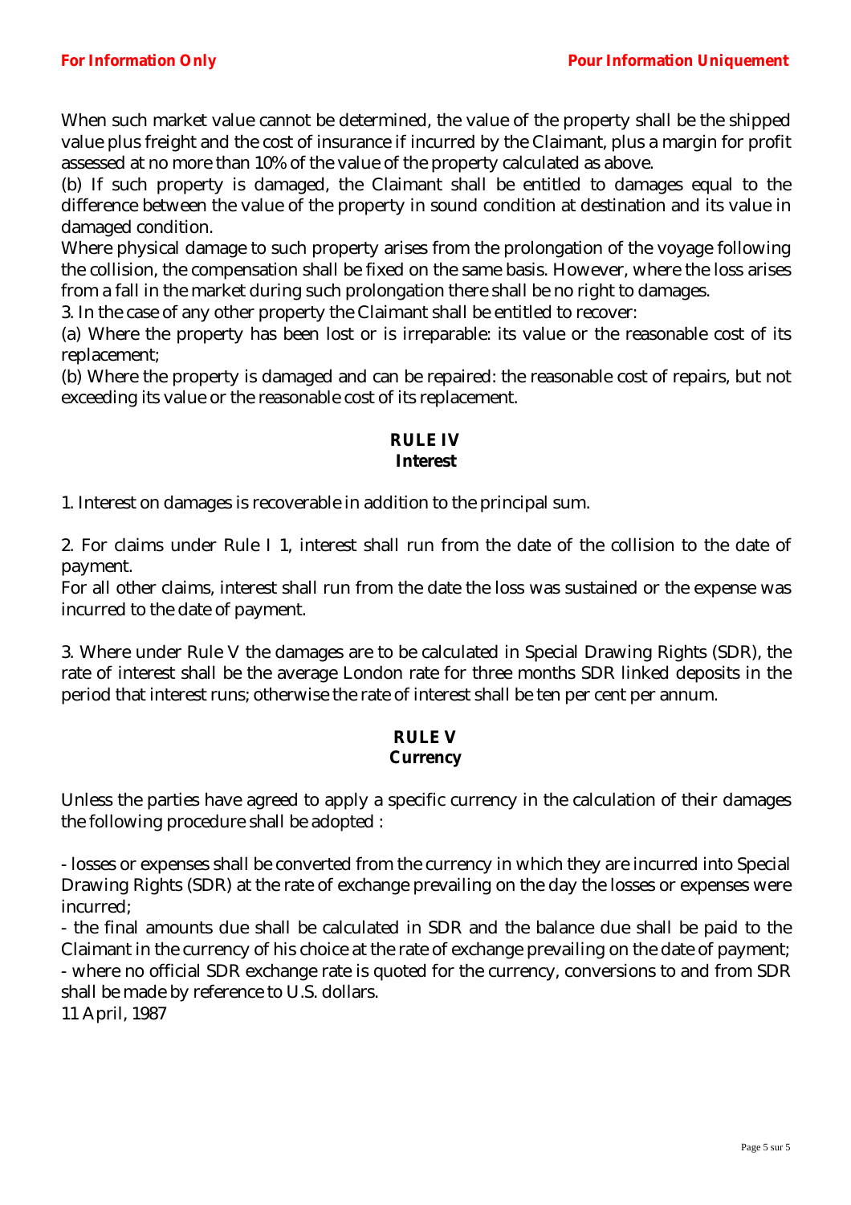When such market value cannot be determined, the value of the property shall be the shipped value plus freight and the cost of insurance if incurred by the Claimant, plus a margin for profit assessed at no more than 10% of the value of the property calculated as above.

(b) If such property is damaged, the Claimant shall be entitled to damages equal to the difference between the value of the property in sound condition at destination and its value in damaged condition.

Where physical damage to such property arises from the prolongation of the voyage following the collision, the compensation shall be fixed on the same basis. However, where the loss arises from a fall in the market during such prolongation there shall be no right to damages.

3. In the case of any other property the Claimant shall be entitled to recover:

(a) Where the property has been lost or is irreparable: its value or the reasonable cost of its replacement;

(b) Where the property is damaged and can be repaired: the reasonable cost of repairs, but not exceeding its value or the reasonable cost of its replacement.

## RULE IV
## Interest

1. Interest on damages is recoverable in addition to the principal sum.

2. For claims under Rule I 1, interest shall run from the date of the collision to the date of payment.

For all other claims, interest shall run from the date the loss was sustained or the expense was incurred to the date of payment.

3. Where under Rule V the damages are to be calculated in Special Drawing Rights (SDR), the rate of interest shall be the average London rate for three months SDR linked deposits in the period that interest runs; otherwise the rate of interest shall be ten per cent per annum.

## RULE V
## Currency

Unless the parties have agreed to apply a specific currency in the calculation of their damages the following procedure shall be adopted :

- losses or expenses shall be converted from the currency in which they are incurred into Special Drawing Rights (SDR) at the rate of exchange prevailing on the day the losses or expenses were incurred;
- the final amounts due shall be calculated in SDR and the balance due shall be paid to the Claimant in the currency of his choice at the rate of exchange prevailing on the date of payment;
- where no official SDR exchange rate is quoted for the currency, conversions to and from SDR shall be made by reference to U.S. dollars.

11 April, 1987